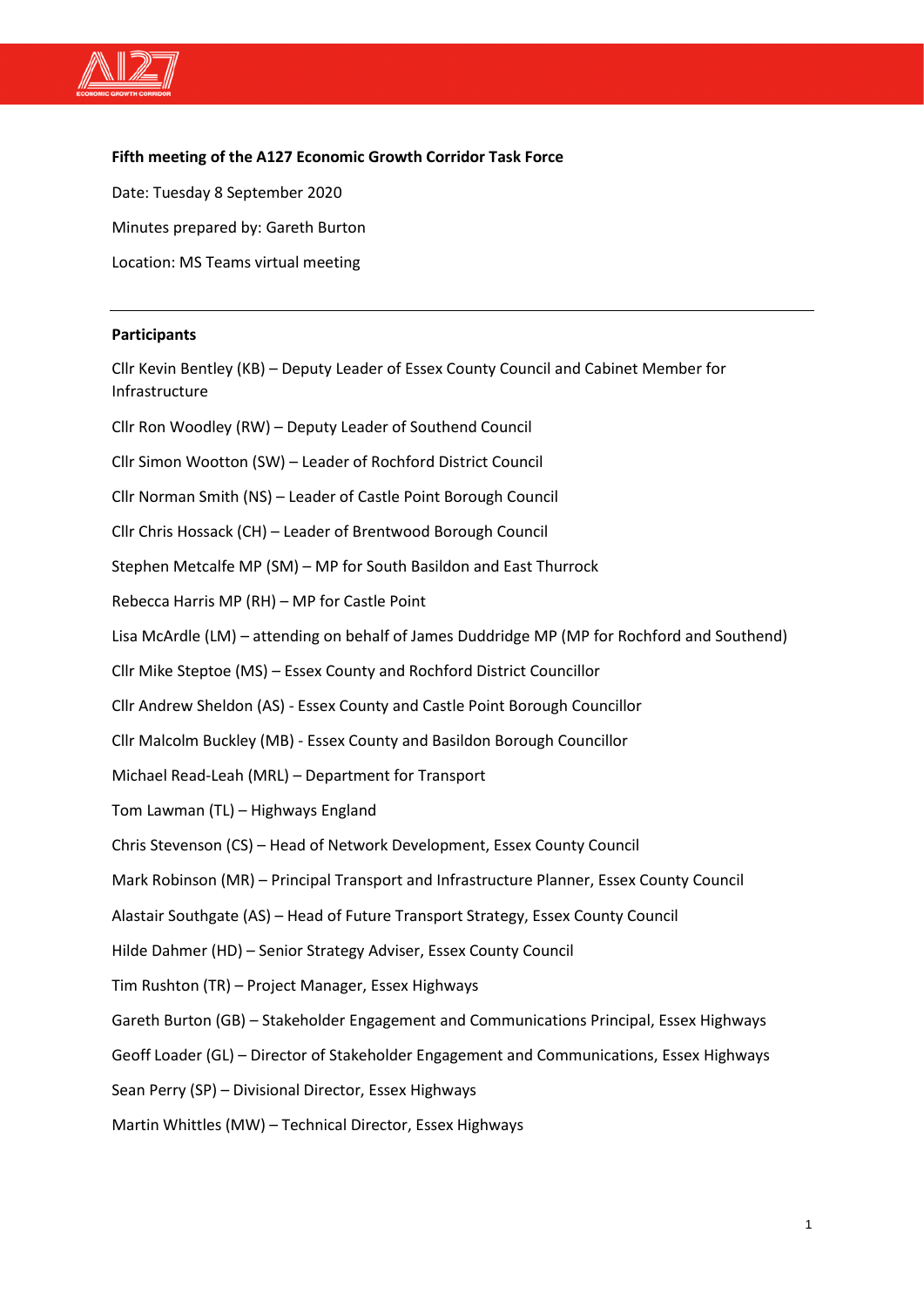**Fifth meeting of the A127 Economic Growth Corridor Task Force**

Date: Tuesday 8 September 2020

Minutes prepared by: Gareth Burton

Location: MS Teams virtual meeting

---

**Participants**

Cllr Kevin Bentley (KB) – Deputy Leader of Essex County Council and Cabinet Member for Infrastructure

Cllr Ron Woodley (RW) – Deputy Leader of Southend Council

Cllr Simon Wootton (SW) – Leader of Rochford District Council

Cllr Norman Smith (NS) – Leader of Castle Point Borough Council

Cllr Chris Hossack (CH) – Leader of Brentwood Borough Council

Stephen Metcalfe MP (SM) – MP for South Basildon and East Thurrock

Rebecca Harris MP (RH) – MP for Castle Point

Lisa McArdle (LM) – attending on behalf of James Duddridge MP (MP for Rochford and Southend)

Cllr Mike Steptoe (MS) – Essex County and Rochford District Councillor

Cllr Andrew Sheldon (AS) - Essex County and Castle Point Borough Councillor

Cllr Malcolm Buckley (MB) - Essex County and Basildon Borough Councillor

Michael Read-Leah (MRL) – Department for Transport

Tom Lawman (TL) – Highways England

Chris Stevenson (CS) – Head of Network Development, Essex County Council

Mark Robinson (MR) – Principal Transport and Infrastructure Planner, Essex County Council

Alastair Southgate (AS) – Head of Future Transport Strategy, Essex County Council

Hilde Dahmer (HD) – Senior Strategy Adviser, Essex County Council

Tim Rushton (TR) – Project Manager, Essex Highways

Gareth Burton (GB) – Stakeholder Engagement and Communications Principal, Essex Highways

Geoff Loader (GL) – Director of Stakeholder Engagement and Communications, Essex Highways

Sean Perry (SP) – Divisional Director, Essex Highways

Martin Whittles (MW) – Technical Director, Essex Highways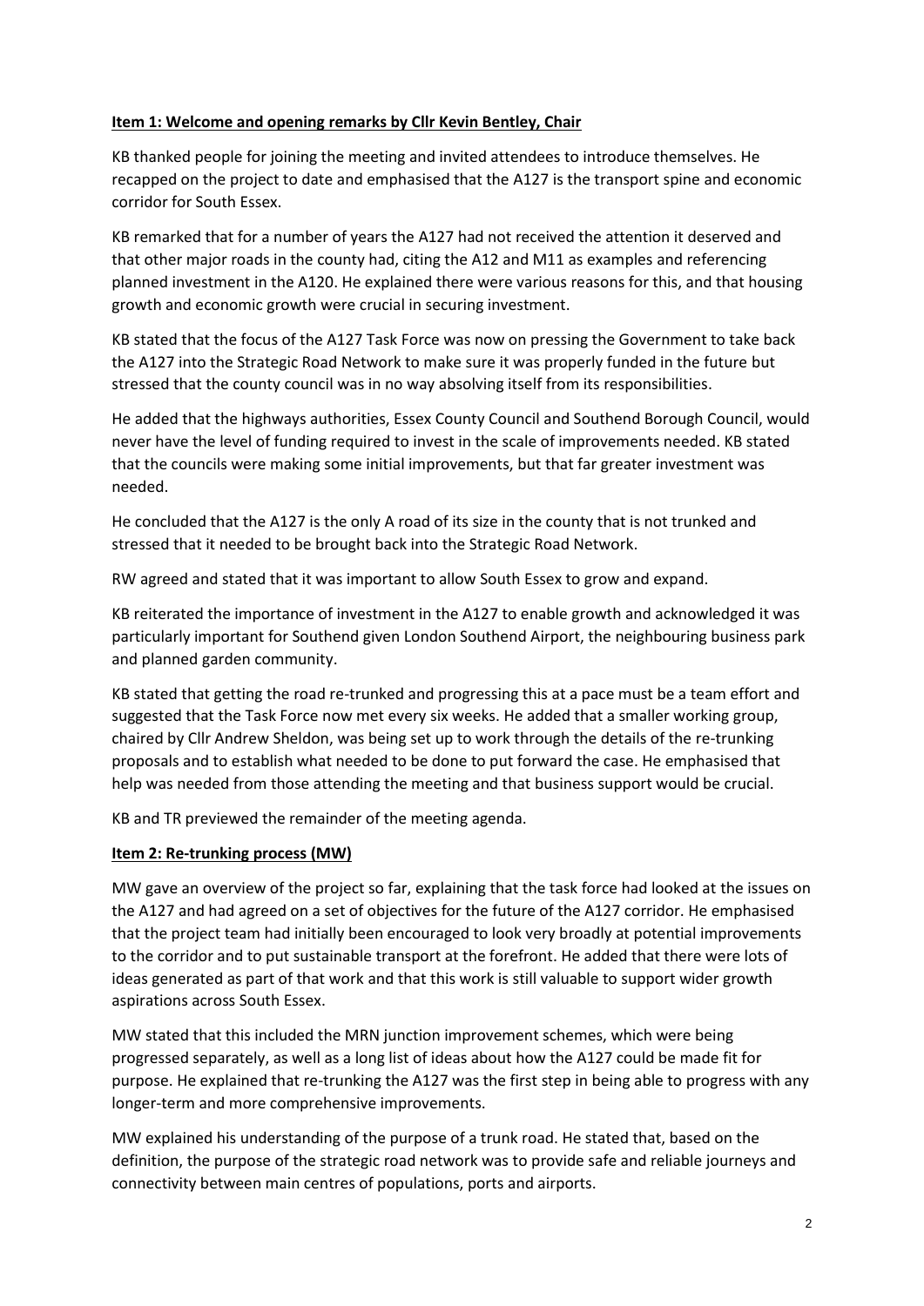**Item 1: Welcome and opening remarks by Cllr Kevin Bentley, Chair**

KB thanked people for joining the meeting and invited attendees to introduce themselves. He recapped on the project to date and emphasised that the A127 is the transport spine and economic corridor for South Essex.

KB remarked that for a number of years the A127 had not received the attention it deserved and that other major roads in the county had, citing the A12 and M11 as examples and referencing planned investment in the A120. He explained there were various reasons for this, and that housing growth and economic growth were crucial in securing investment.

KB stated that the focus of the A127 Task Force was now on pressing the Government to take back the A127 into the Strategic Road Network to make sure it was properly funded in the future but stressed that the county council was in no way absolving itself from its responsibilities.

He added that the highways authorities, Essex County Council and Southend Borough Council, would never have the level of funding required to invest in the scale of improvements needed. KB stated that the councils were making some initial improvements, but that far greater investment was needed.

He concluded that the A127 is the only A road of its size in the county that is not trunked and stressed that it needed to be brought back into the Strategic Road Network.

RW agreed and stated that it was important to allow South Essex to grow and expand.

KB reiterated the importance of investment in the A127 to enable growth and acknowledged it was particularly important for Southend given London Southend Airport, the neighbouring business park and planned garden community.

KB stated that getting the road re-trunked and progressing this at a pace must be a team effort and suggested that the Task Force now met every six weeks. He added that a smaller working group, chaired by Cllr Andrew Sheldon, was being set up to work through the details of the re-trunking proposals and to establish what needed to be done to put forward the case. He emphasised that help was needed from those attending the meeting and that business support would be crucial.

KB and TR previewed the remainder of the meeting agenda.

**Item 2: Re-trunking process (MW)**

MW gave an overview of the project so far, explaining that the task force had looked at the issues on the A127 and had agreed on a set of objectives for the future of the A127 corridor. He emphasised that the project team had initially been encouraged to look very broadly at potential improvements to the corridor and to put sustainable transport at the forefront. He added that there were lots of ideas generated as part of that work and that this work is still valuable to support wider growth aspirations across South Essex.

MW stated that this included the MRN junction improvement schemes, which were being progressed separately, as well as a long list of ideas about how the A127 could be made fit for purpose. He explained that re-trunking the A127 was the first step in being able to progress with any longer-term and more comprehensive improvements.

MW explained his understanding of the purpose of a trunk road. He stated that, based on the definition, the purpose of the strategic road network was to provide safe and reliable journeys and connectivity between main centres of populations, ports and airports.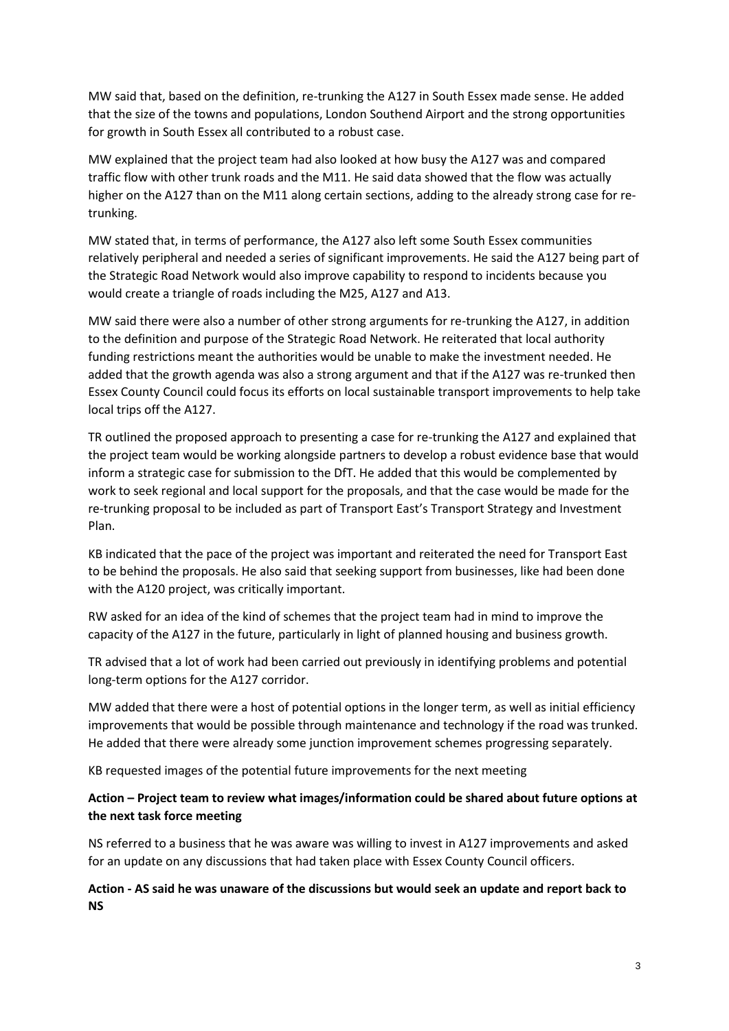MW said that, based on the definition, re-trunking the A127 in South Essex made sense. He added that the size of the towns and populations, London Southend Airport and the strong opportunities for growth in South Essex all contributed to a robust case.

MW explained that the project team had also looked at how busy the A127 was and compared traffic flow with other trunk roads and the M11. He said data showed that the flow was actually higher on the A127 than on the M11 along certain sections, adding to the already strong case for re-trunking.

MW stated that, in terms of performance, the A127 also left some South Essex communities relatively peripheral and needed a series of significant improvements. He said the A127 being part of the Strategic Road Network would also improve capability to respond to incidents because you would create a triangle of roads including the M25, A127 and A13.

MW said there were also a number of other strong arguments for re-trunking the A127, in addition to the definition and purpose of the Strategic Road Network. He reiterated that local authority funding restrictions meant the authorities would be unable to make the investment needed. He added that the growth agenda was also a strong argument and that if the A127 was re-trunked then Essex County Council could focus its efforts on local sustainable transport improvements to help take local trips off the A127.

TR outlined the proposed approach to presenting a case for re-trunking the A127 and explained that the project team would be working alongside partners to develop a robust evidence base that would inform a strategic case for submission to the DfT. He added that this would be complemented by work to seek regional and local support for the proposals, and that the case would be made for the re-trunking proposal to be included as part of Transport East's Transport Strategy and Investment Plan.

KB indicated that the pace of the project was important and reiterated the need for Transport East to be behind the proposals. He also said that seeking support from businesses, like had been done with the A120 project, was critically important.

RW asked for an idea of the kind of schemes that the project team had in mind to improve the capacity of the A127 in the future, particularly in light of planned housing and business growth.

TR advised that a lot of work had been carried out previously in identifying problems and potential long-term options for the A127 corridor.

MW added that there were a host of potential options in the longer term, as well as initial efficiency improvements that would be possible through maintenance and technology if the road was trunked. He added that there were already some junction improvement schemes progressing separately.

KB requested images of the potential future improvements for the next meeting

**Action – Project team to review what images/information could be shared about future options at the next task force meeting**

NS referred to a business that he was aware was willing to invest in A127 improvements and asked for an update on any discussions that had taken place with Essex County Council officers.

**Action - AS said he was unaware of the discussions but would seek an update and report back to NS**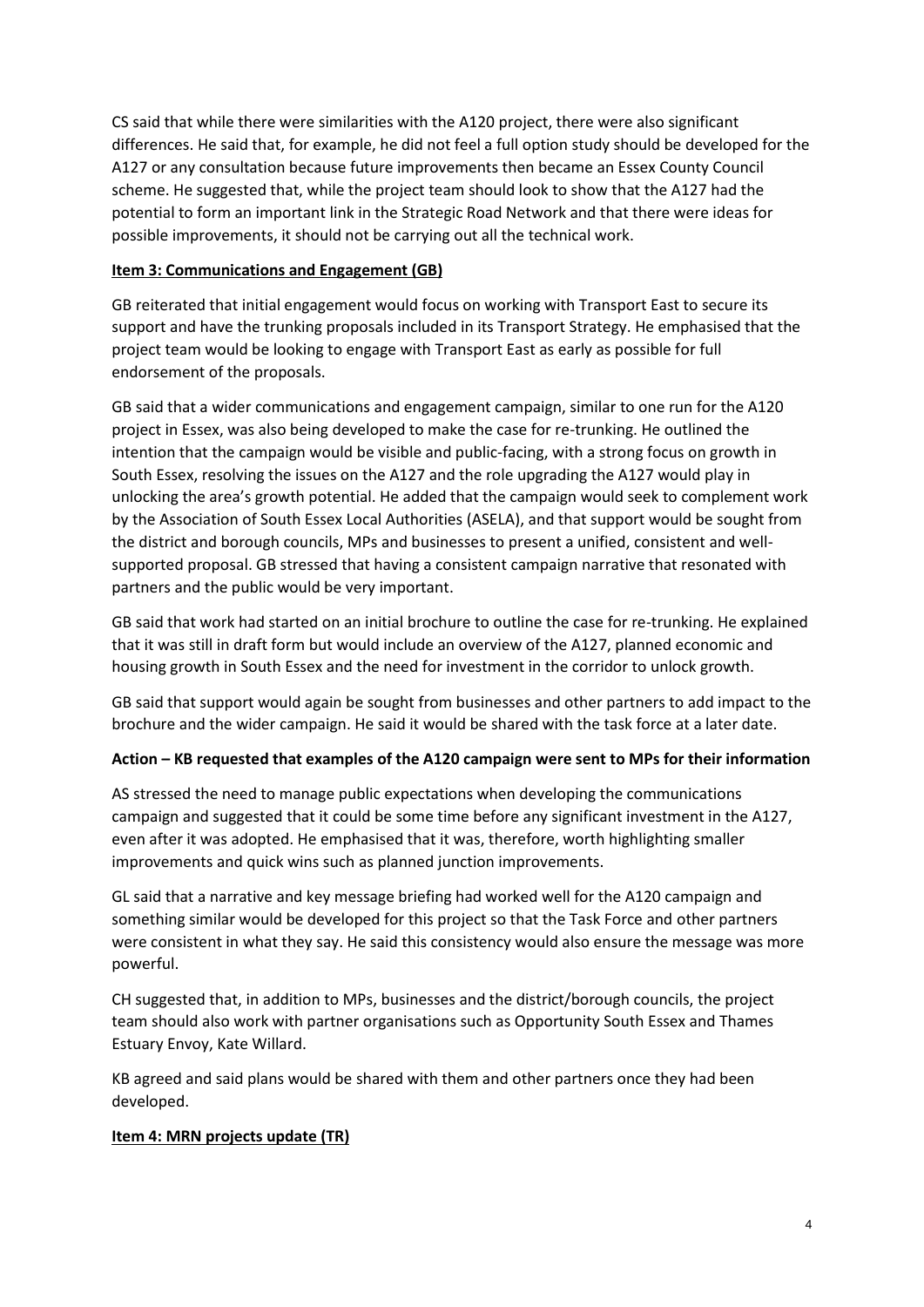CS said that while there were similarities with the A120 project, there were also significant differences. He said that, for example, he did not feel a full option study should be developed for the A127 or any consultation because future improvements then became an Essex County Council scheme. He suggested that, while the project team should look to show that the A127 had the potential to form an important link in the Strategic Road Network and that there were ideas for possible improvements, it should not be carrying out all the technical work.

**Item 3: Communications and Engagement (GB)**

GB reiterated that initial engagement would focus on working with Transport East to secure its support and have the trunking proposals included in its Transport Strategy. He emphasised that the project team would be looking to engage with Transport East as early as possible for full endorsement of the proposals.

GB said that a wider communications and engagement campaign, similar to one run for the A120 project in Essex, was also being developed to make the case for re-trunking. He outlined the intention that the campaign would be visible and public-facing, with a strong focus on growth in South Essex, resolving the issues on the A127 and the role upgrading the A127 would play in unlocking the area's growth potential. He added that the campaign would seek to complement work by the Association of South Essex Local Authorities (ASELA), and that support would be sought from the district and borough councils, MPs and businesses to present a unified, consistent and well-supported proposal. GB stressed that having a consistent campaign narrative that resonated with partners and the public would be very important.

GB said that work had started on an initial brochure to outline the case for re-trunking. He explained that it was still in draft form but would include an overview of the A127, planned economic and housing growth in South Essex and the need for investment in the corridor to unlock growth.

GB said that support would again be sought from businesses and other partners to add impact to the brochure and the wider campaign. He said it would be shared with the task force at a later date.

**Action – KB requested that examples of the A120 campaign were sent to MPs for their information**

AS stressed the need to manage public expectations when developing the communications campaign and suggested that it could be some time before any significant investment in the A127, even after it was adopted. He emphasised that it was, therefore, worth highlighting smaller improvements and quick wins such as planned junction improvements.

GL said that a narrative and key message briefing had worked well for the A120 campaign and something similar would be developed for this project so that the Task Force and other partners were consistent in what they say. He said this consistency would also ensure the message was more powerful.

CH suggested that, in addition to MPs, businesses and the district/borough councils, the project team should also work with partner organisations such as Opportunity South Essex and Thames Estuary Envoy, Kate Willard.

KB agreed and said plans would be shared with them and other partners once they had been developed.

**Item 4: MRN projects update (TR)**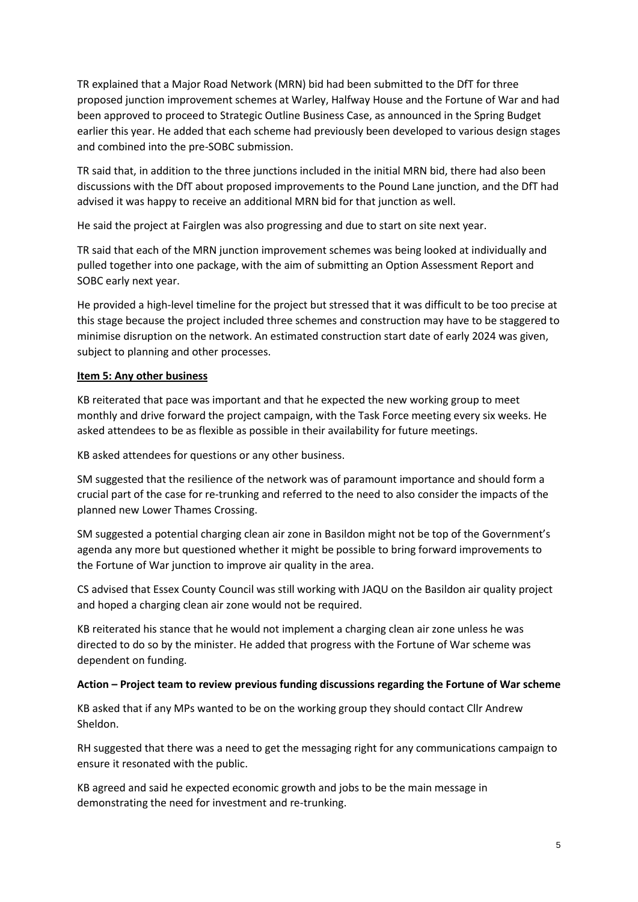TR explained that a Major Road Network (MRN) bid had been submitted to the DfT for three proposed junction improvement schemes at Warley, Halfway House and the Fortune of War and had been approved to proceed to Strategic Outline Business Case, as announced in the Spring Budget earlier this year. He added that each scheme had previously been developed to various design stages and combined into the pre-SOBC submission.

TR said that, in addition to the three junctions included in the initial MRN bid, there had also been discussions with the DfT about proposed improvements to the Pound Lane junction, and the DfT had advised it was happy to receive an additional MRN bid for that junction as well.

He said the project at Fairglen was also progressing and due to start on site next year.

TR said that each of the MRN junction improvement schemes was being looked at individually and pulled together into one package, with the aim of submitting an Option Assessment Report and SOBC early next year.

He provided a high-level timeline for the project but stressed that it was difficult to be too precise at this stage because the project included three schemes and construction may have to be staggered to minimise disruption on the network. An estimated construction start date of early 2024 was given, subject to planning and other processes.

**Item 5: Any other business**

KB reiterated that pace was important and that he expected the new working group to meet monthly and drive forward the project campaign, with the Task Force meeting every six weeks. He asked attendees to be as flexible as possible in their availability for future meetings.

KB asked attendees for questions or any other business.

SM suggested that the resilience of the network was of paramount importance and should form a crucial part of the case for re-trunking and referred to the need to also consider the impacts of the planned new Lower Thames Crossing.

SM suggested a potential charging clean air zone in Basildon might not be top of the Government's agenda any more but questioned whether it might be possible to bring forward improvements to the Fortune of War junction to improve air quality in the area.

CS advised that Essex County Council was still working with JAQU on the Basildon air quality project and hoped a charging clean air zone would not be required.

KB reiterated his stance that he would not implement a charging clean air zone unless he was directed to do so by the minister. He added that progress with the Fortune of War scheme was dependent on funding.

**Action – Project team to review previous funding discussions regarding the Fortune of War scheme**

KB asked that if any MPs wanted to be on the working group they should contact Cllr Andrew Sheldon.

RH suggested that there was a need to get the messaging right for any communications campaign to ensure it resonated with the public.

KB agreed and said he expected economic growth and jobs to be the main message in demonstrating the need for investment and re-trunking.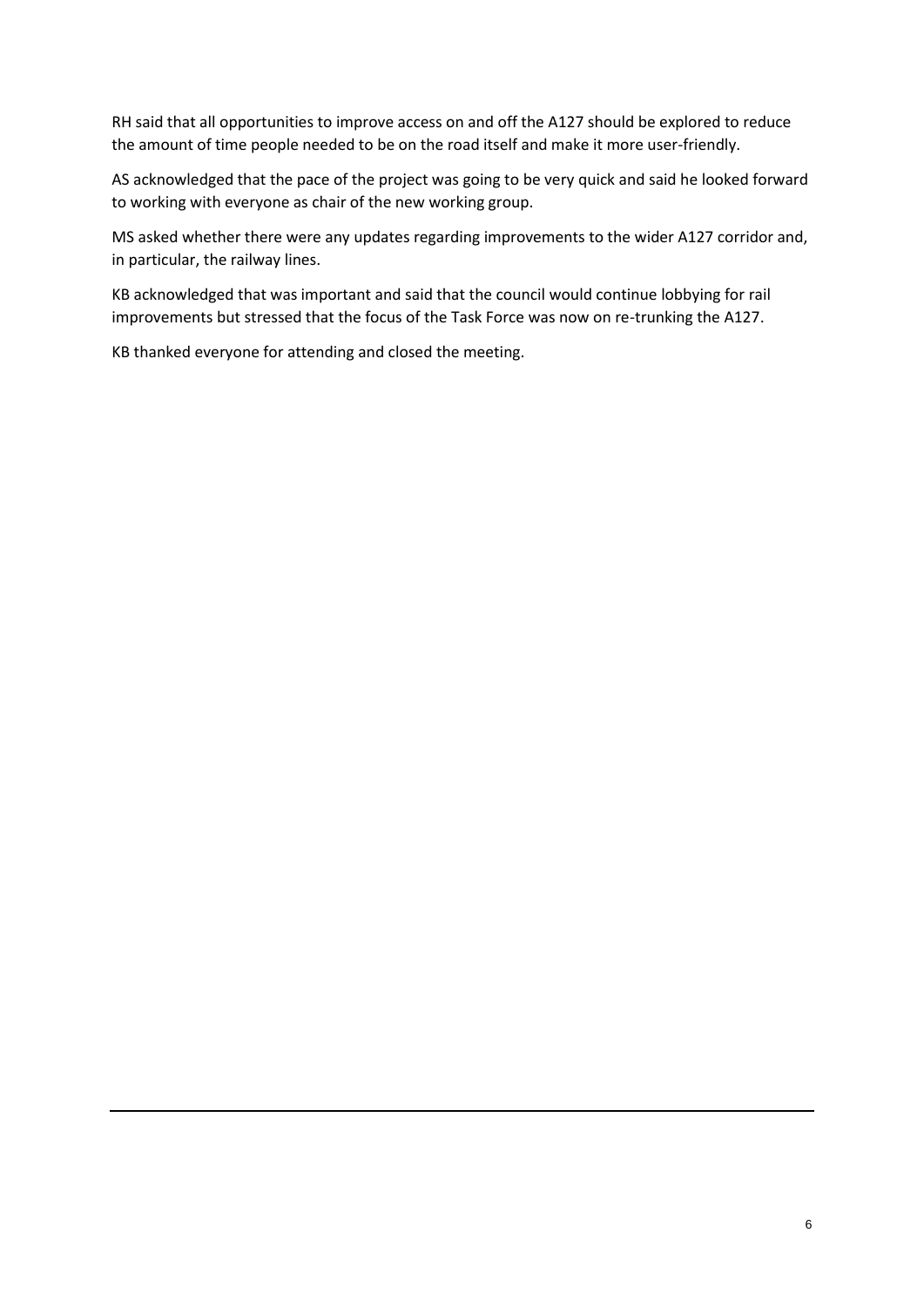RH said that all opportunities to improve access on and off the A127 should be explored to reduce the amount of time people needed to be on the road itself and make it more user-friendly.

AS acknowledged that the pace of the project was going to be very quick and said he looked forward to working with everyone as chair of the new working group.

MS asked whether there were any updates regarding improvements to the wider A127 corridor and, in particular, the railway lines.

KB acknowledged that was important and said that the council would continue lobbying for rail improvements but stressed that the focus of the Task Force was now on re-trunking the A127.

KB thanked everyone for attending and closed the meeting.